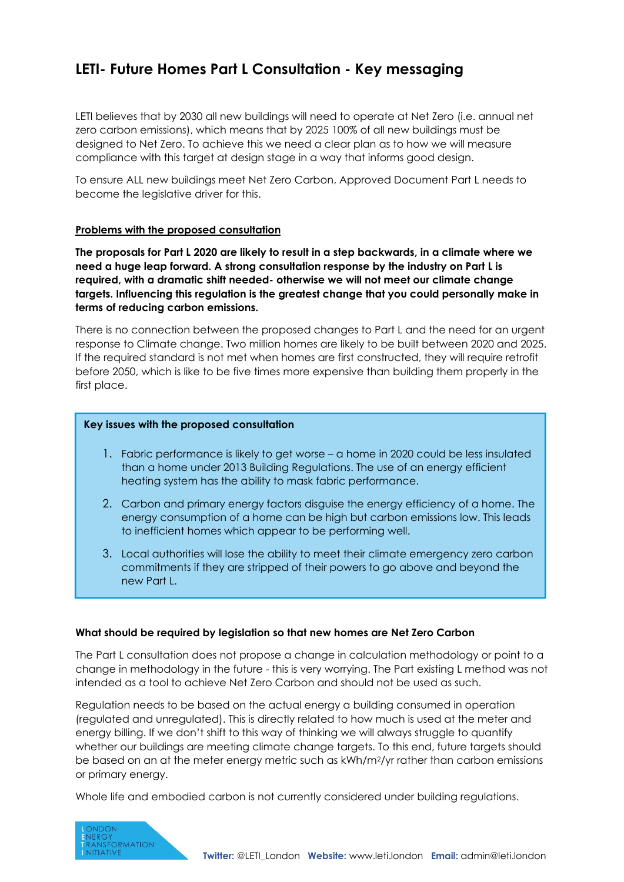# LETI- Future Homes Part L Consultation - Key messaging

LETI believes that by 2030 all new buildings will need to operate at Net Zero (i.e. annual net zero carbon emissions), which means that by 2025 100% of all new buildings must be designed to Net Zero. To achieve this we need a clear plan as to how we will measure compliance with this target at design stage in a way that informs good design.

To ensure ALL new buildings meet Net Zero Carbon, Approved Document Part L needs to become the legislative driver for this.

## Problems with the proposed consultation

**The proposals for Part L 2020 are likely to result in a step backwards, in a climate where we need a huge leap forward. A strong consultation response by the industry on Part L is required, with a dramatic shift needed- otherwise we will not meet our climate change targets. Influencing this regulation is the greatest change that you could personally make in terms of reducing carbon emissions.**

There is no connection between the proposed changes to Part L and the need for an urgent response to Climate change. Two million homes are likely to be built between 2020 and 2025. If the required standard is not met when homes are first constructed, they will require retrofit before 2050, which is like to be five times more expensive than building them properly in the first place.

**Key issues with the proposed consultation**

1. Fabric performance is likely to get worse – a home in 2020 could be less insulated than a home under 2013 Building Regulations. The use of an energy efficient heating system has the ability to mask fabric performance.
2. Carbon and primary energy factors disguise the energy efficiency of a home. The energy consumption of a home can be high but carbon emissions low. This leads to inefficient homes which appear to be performing well.
3. Local authorities will lose the ability to meet their climate emergency zero carbon commitments if they are stripped of their powers to go above and beyond the new Part L.

## What should be required by legislation so that new homes are Net Zero Carbon

The Part L consultation does not propose a change in calculation methodology or point to a change in methodology in the future - this is very worrying. The Part existing L method was not intended as a tool to achieve Net Zero Carbon and should not be used as such.

Regulation needs to be based on the actual energy a building consumed in operation (regulated and unregulated). This is directly related to how much is used at the meter and energy billing. If we don't shift to this way of thinking we will always struggle to quantify whether our buildings are meeting climate change targets. To this end, future targets should be based on an at the meter energy metric such as kWh/m$^2$/yr rather than carbon emissions or primary energy.

Whole life and embodied carbon is not currently considered under building regulations.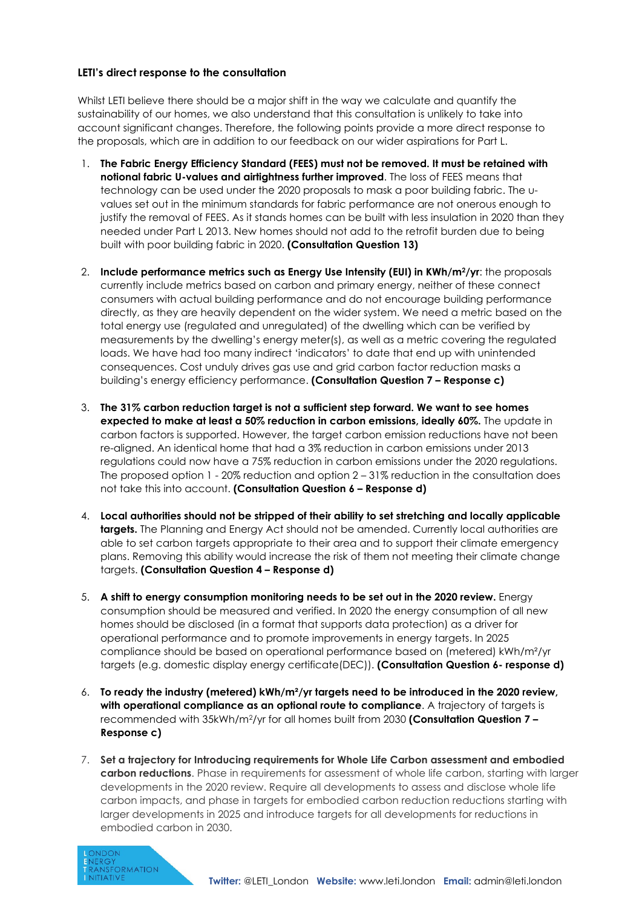**LETI's direct response to the consultation**

Whilst LETI believe there should be a major shift in the way we calculate and quantify the sustainability of our homes, we also understand that this consultation is unlikely to take into account significant changes. Therefore, the following points provide a more direct response to the proposals, which are in addition to our feedback on our wider aspirations for Part L.

1. **The Fabric Energy Efficiency Standard (FEES) must not be removed. It must be retained with notional fabric U-values and airtightness further improved**. The loss of FEES means that technology can be used under the 2020 proposals to mask a poor building fabric. The u-values set out in the minimum standards for fabric performance are not onerous enough to justify the removal of FEES. As it stands homes can be built with less insulation in 2020 than they needed under Part L 2013. New homes should not add to the retrofit burden due to being built with poor building fabric in 2020. **(Consultation Question 13)**

2. **Include performance metrics such as Energy Use Intensity (EUI) in KWh/m²/yr**: the proposals currently include metrics based on carbon and primary energy, neither of these connect consumers with actual building performance and do not encourage building performance directly, as they are heavily dependent on the wider system. We need a metric based on the total energy use (regulated and unregulated) of the dwelling which can be verified by measurements by the dwelling's energy meter(s), as well as a metric covering the regulated loads. We have had too many indirect 'indicators' to date that end up with unintended consequences. Cost unduly drives gas use and grid carbon factor reduction masks a building's energy efficiency performance. **(Consultation Question 7 – Response c)**

3. **The 31% carbon reduction target is not a sufficient step forward. We want to see homes expected to make at least a 50% reduction in carbon emissions, ideally 60%.** The update in carbon factors is supported. However, the target carbon emission reductions have not been re-aligned. An identical home that had a 3% reduction in carbon emissions under 2013 regulations could now have a 75% reduction in carbon emissions under the 2020 regulations. The proposed option 1 - 20% reduction and option 2 – 31% reduction in the consultation does not take this into account. **(Consultation Question 6 – Response d)**

4. **Local authorities should not be stripped of their ability to set stretching and locally applicable targets.** The Planning and Energy Act should not be amended. Currently local authorities are able to set carbon targets appropriate to their area and to support their climate emergency plans. Removing this ability would increase the risk of them not meeting their climate change targets. **(Consultation Question 4 – Response d)**

5. **A shift to energy consumption monitoring needs to be set out in the 2020 review.** Energy consumption should be measured and verified. In 2020 the energy consumption of all new homes should be disclosed (in a format that supports data protection) as a driver for operational performance and to promote improvements in energy targets. In 2025 compliance should be based on operational performance based on (metered) kWh/m²/yr targets (e.g. domestic display energy certificate(DEC)). **(Consultation Question 6- response d)**

6. **To ready the industry (metered) kWh/m²/yr targets need to be introduced in the 2020 review, with operational compliance as an optional route to compliance**. A trajectory of targets is recommended with 35kWh/m²/yr for all homes built from 2030 **(Consultation Question 7 – Response c)**

7. **Set a trajectory for Introducing requirements for Whole Life Carbon assessment and embodied carbon reductions**. Phase in requirements for assessment of whole life carbon, starting with larger developments in the 2020 review. Require all developments to assess and disclose whole life carbon impacts, and phase in targets for embodied carbon reduction reductions starting with larger developments in 2025 and introduce targets for all developments for reductions in embodied carbon in 2030.